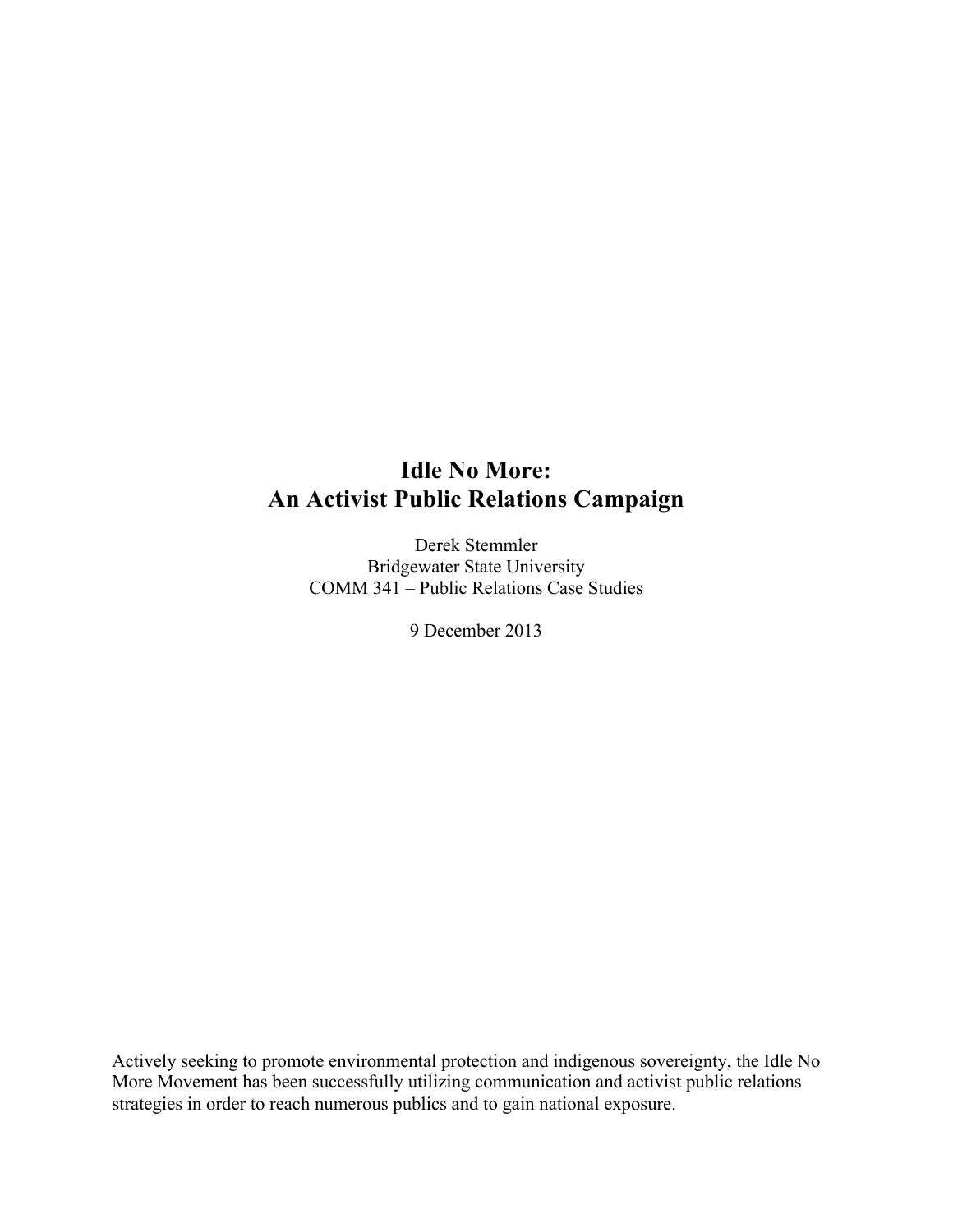# Idle No More:
# An Activist Public Relations Campaign

Derek Stemmler
Bridgewater State University
COMM 341 – Public Relations Case Studies

9 December 2013

Actively seeking to promote environmental protection and indigenous sovereignty, the Idle No More Movement has been successfully utilizing communication and activist public relations strategies in order to reach numerous publics and to gain national exposure.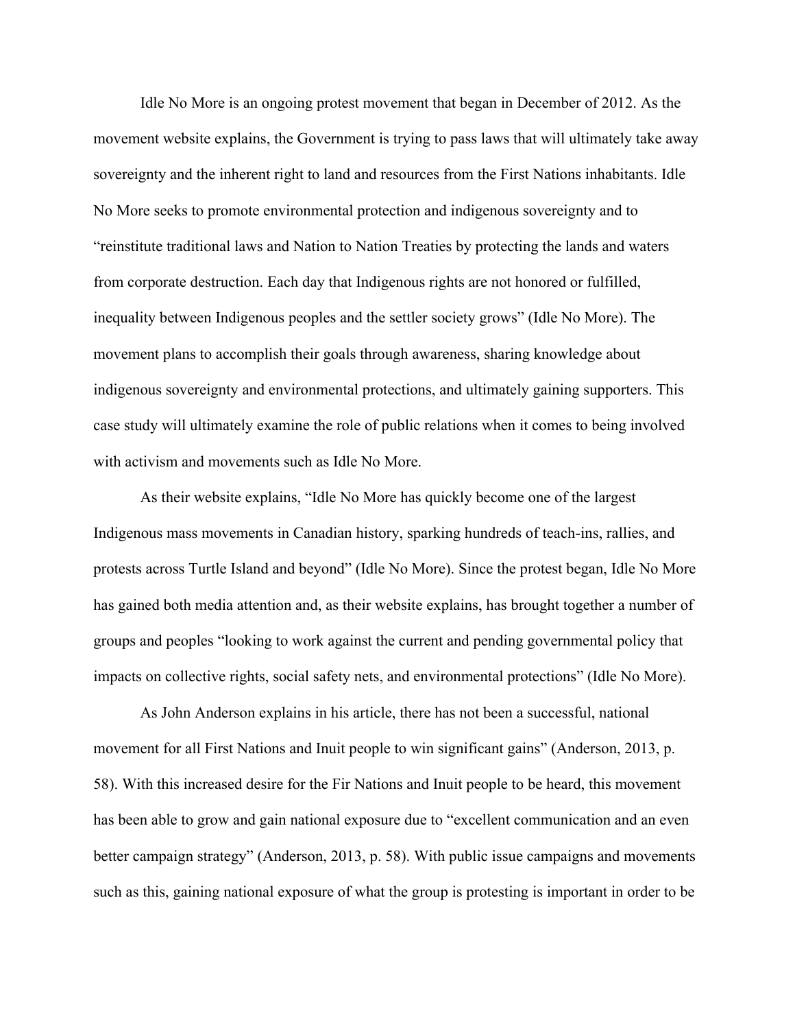Idle No More is an ongoing protest movement that began in December of 2012. As the movement website explains, the Government is trying to pass laws that will ultimately take away sovereignty and the inherent right to land and resources from the First Nations inhabitants. Idle No More seeks to promote environmental protection and indigenous sovereignty and to "reinstitute traditional laws and Nation to Nation Treaties by protecting the lands and waters from corporate destruction. Each day that Indigenous rights are not honored or fulfilled, inequality between Indigenous peoples and the settler society grows" (Idle No More). The movement plans to accomplish their goals through awareness, sharing knowledge about indigenous sovereignty and environmental protections, and ultimately gaining supporters. This case study will ultimately examine the role of public relations when it comes to being involved with activism and movements such as Idle No More.

As their website explains, "Idle No More has quickly become one of the largest Indigenous mass movements in Canadian history, sparking hundreds of teach-ins, rallies, and protests across Turtle Island and beyond" (Idle No More). Since the protest began, Idle No More has gained both media attention and, as their website explains, has brought together a number of groups and peoples "looking to work against the current and pending governmental policy that impacts on collective rights, social safety nets, and environmental protections" (Idle No More).

As John Anderson explains in his article, there has not been a successful, national movement for all First Nations and Inuit people to win significant gains" (Anderson, 2013, p. 58). With this increased desire for the Fir Nations and Inuit people to be heard, this movement has been able to grow and gain national exposure due to "excellent communication and an even better campaign strategy" (Anderson, 2013, p. 58). With public issue campaigns and movements such as this, gaining national exposure of what the group is protesting is important in order to be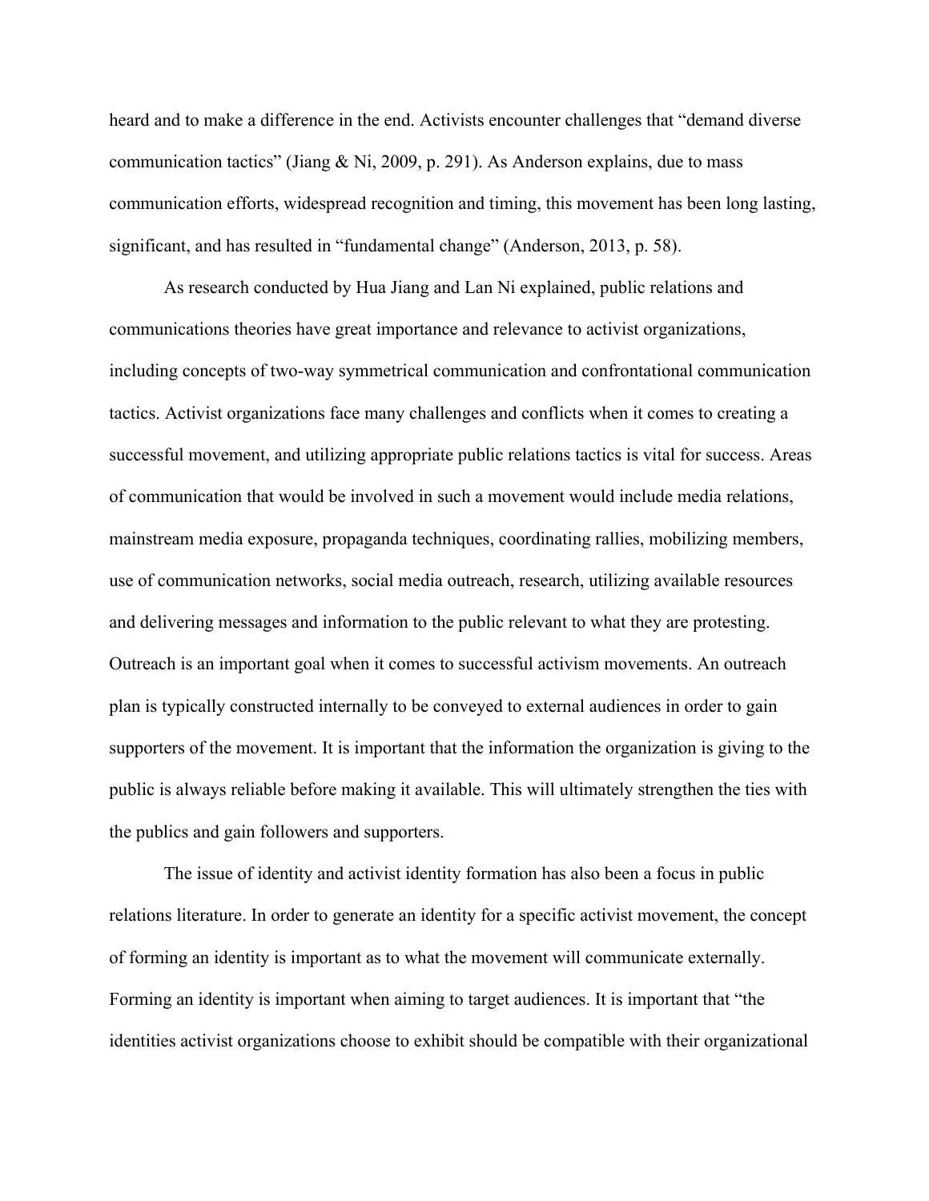heard and to make a difference in the end. Activists encounter challenges that "demand diverse communication tactics" (Jiang & Ni, 2009, p. 291). As Anderson explains, due to mass communication efforts, widespread recognition and timing, this movement has been long lasting, significant, and has resulted in "fundamental change" (Anderson, 2013, p. 58).

As research conducted by Hua Jiang and Lan Ni explained, public relations and communications theories have great importance and relevance to activist organizations, including concepts of two-way symmetrical communication and confrontational communication tactics. Activist organizations face many challenges and conflicts when it comes to creating a successful movement, and utilizing appropriate public relations tactics is vital for success. Areas of communication that would be involved in such a movement would include media relations, mainstream media exposure, propaganda techniques, coordinating rallies, mobilizing members, use of communication networks, social media outreach, research, utilizing available resources and delivering messages and information to the public relevant to what they are protesting. Outreach is an important goal when it comes to successful activism movements. An outreach plan is typically constructed internally to be conveyed to external audiences in order to gain supporters of the movement. It is important that the information the organization is giving to the public is always reliable before making it available. This will ultimately strengthen the ties with the publics and gain followers and supporters.

The issue of identity and activist identity formation has also been a focus in public relations literature. In order to generate an identity for a specific activist movement, the concept of forming an identity is important as to what the movement will communicate externally. Forming an identity is important when aiming to target audiences. It is important that "the identities activist organizations choose to exhibit should be compatible with their organizational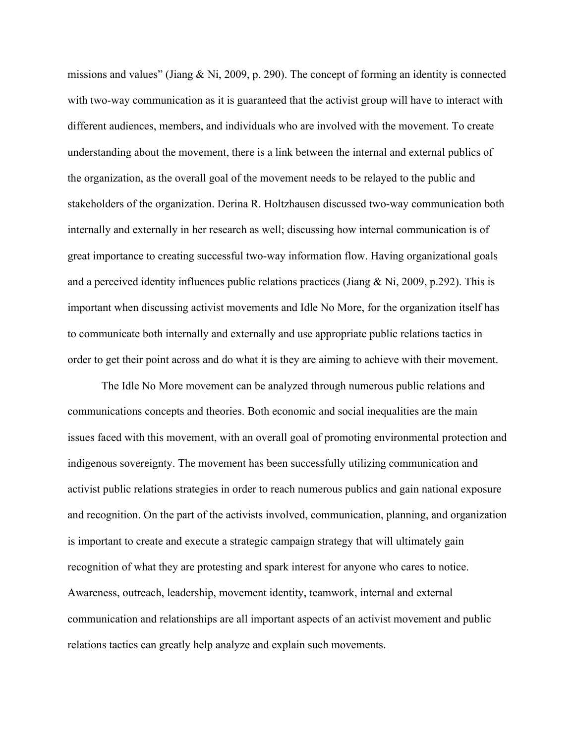missions and values" (Jiang & Ni, 2009, p. 290). The concept of forming an identity is connected with two-way communication as it is guaranteed that the activist group will have to interact with different audiences, members, and individuals who are involved with the movement. To create understanding about the movement, there is a link between the internal and external publics of the organization, as the overall goal of the movement needs to be relayed to the public and stakeholders of the organization. Derina R. Holtzhausen discussed two-way communication both internally and externally in her research as well; discussing how internal communication is of great importance to creating successful two-way information flow. Having organizational goals and a perceived identity influences public relations practices (Jiang & Ni, 2009, p.292). This is important when discussing activist movements and Idle No More, for the organization itself has to communicate both internally and externally and use appropriate public relations tactics in order to get their point across and do what it is they are aiming to achieve with their movement.

The Idle No More movement can be analyzed through numerous public relations and communications concepts and theories. Both economic and social inequalities are the main issues faced with this movement, with an overall goal of promoting environmental protection and indigenous sovereignty. The movement has been successfully utilizing communication and activist public relations strategies in order to reach numerous publics and gain national exposure and recognition. On the part of the activists involved, communication, planning, and organization is important to create and execute a strategic campaign strategy that will ultimately gain recognition of what they are protesting and spark interest for anyone who cares to notice. Awareness, outreach, leadership, movement identity, teamwork, internal and external communication and relationships are all important aspects of an activist movement and public relations tactics can greatly help analyze and explain such movements.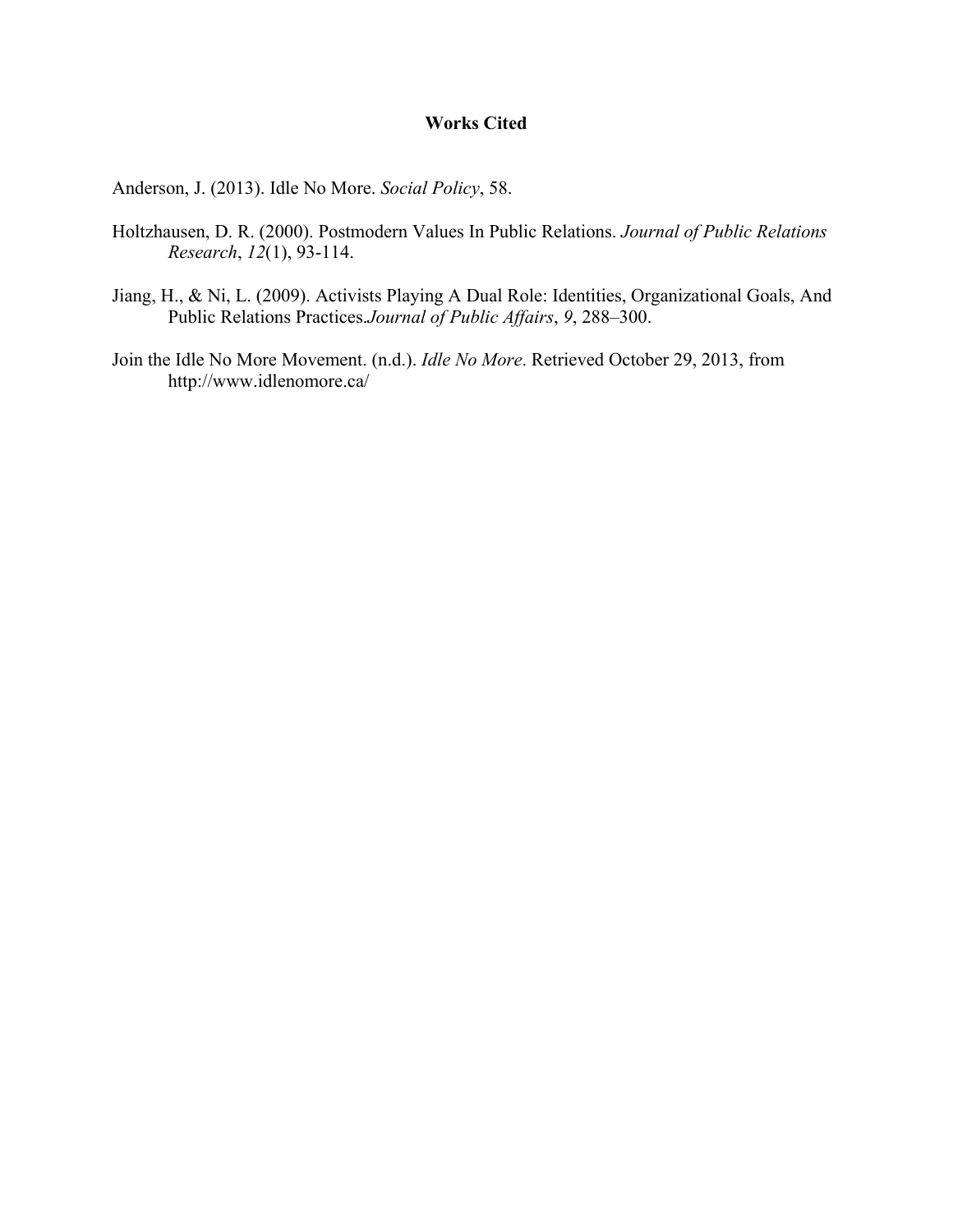# Works Cited

Anderson, J. (2013). Idle No More. *Social Policy*, 58.

Holtzhausen, D. R. (2000). Postmodern Values In Public Relations. *Journal of Public Relations Research*, *12*(1), 93-114.

Jiang, H., & Ni, L. (2009). Activists Playing A Dual Role: Identities, Organizational Goals, And Public Relations Practices.*Journal of Public Affairs*, *9*, 288–300.

Join the Idle No More Movement. (n.d.). *Idle No More*. Retrieved October 29, 2013, from http://www.idlenomore.ca/